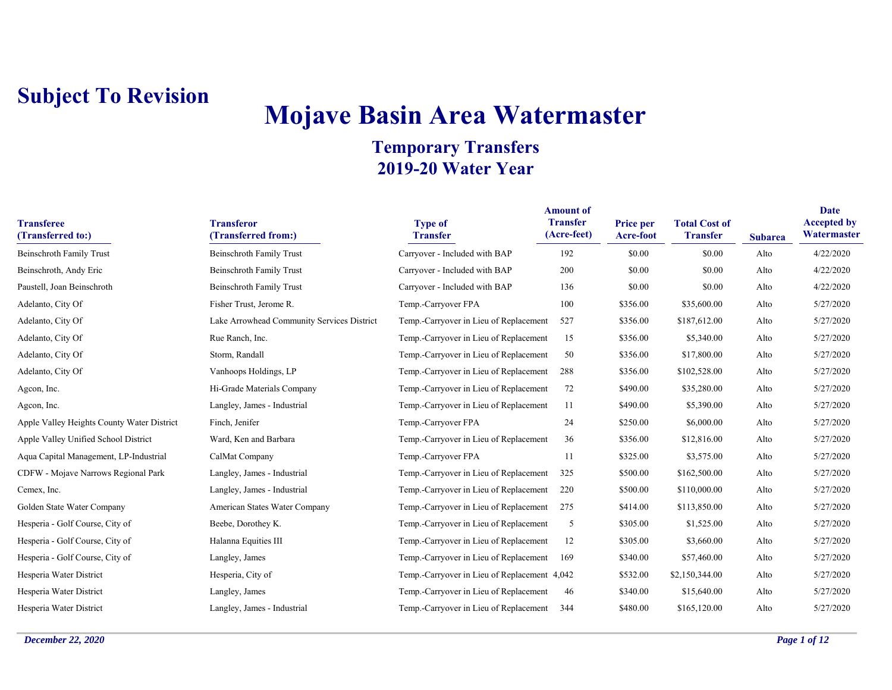**Subject To Revision**

# Mojave Basin Area Watermaster

## Temporary Transfers
## 2019-20 Water Year

| Transferee (Transferred to:) | Transferor (Transferred from:) | Type of Transfer | Amount of Transfer (Acre-feet) | Price per Acre-foot | Total Cost of Transfer | Subarea | Date Accepted by Watermaster |
|---|---|---|---|---|---|---|---|
| Beinschroth Family Trust | Beinschroth Family Trust | Carryover - Included with BAP | 192 | $0.00 | $0.00 | Alto | 4/22/2020 |
| Beinschroth, Andy Eric | Beinschroth Family Trust | Carryover - Included with BAP | 200 | $0.00 | $0.00 | Alto | 4/22/2020 |
| Paustell, Joan Beinschroth | Beinschroth Family Trust | Carryover - Included with BAP | 136 | $0.00 | $0.00 | Alto | 4/22/2020 |
| Adelanto, City Of | Fisher Trust, Jerome R. | Temp.-Carryover FPA | 100 | $356.00 | $35,600.00 | Alto | 5/27/2020 |
| Adelanto, City Of | Lake Arrowhead Community Services District | Temp.-Carryover in Lieu of Replacement | 527 | $356.00 | $187,612.00 | Alto | 5/27/2020 |
| Adelanto, City Of | Rue Ranch, Inc. | Temp.-Carryover in Lieu of Replacement | 15 | $356.00 | $5,340.00 | Alto | 5/27/2020 |
| Adelanto, City Of | Storm, Randall | Temp.-Carryover in Lieu of Replacement | 50 | $356.00 | $17,800.00 | Alto | 5/27/2020 |
| Adelanto, City Of | Vanhoops Holdings, LP | Temp.-Carryover in Lieu of Replacement | 288 | $356.00 | $102,528.00 | Alto | 5/27/2020 |
| Agcon, Inc. | Hi-Grade Materials Company | Temp.-Carryover in Lieu of Replacement | 72 | $490.00 | $35,280.00 | Alto | 5/27/2020 |
| Agcon, Inc. | Langley, James - Industrial | Temp.-Carryover in Lieu of Replacement | 11 | $490.00 | $5,390.00 | Alto | 5/27/2020 |
| Apple Valley Heights County Water District | Finch, Jenifer | Temp.-Carryover FPA | 24 | $250.00 | $6,000.00 | Alto | 5/27/2020 |
| Apple Valley Unified School District | Ward, Ken and Barbara | Temp.-Carryover in Lieu of Replacement | 36 | $356.00 | $12,816.00 | Alto | 5/27/2020 |
| Aqua Capital Management, LP-Industrial | CalMat Company | Temp.-Carryover FPA | 11 | $325.00 | $3,575.00 | Alto | 5/27/2020 |
| CDFW - Mojave Narrows Regional Park | Langley, James - Industrial | Temp.-Carryover in Lieu of Replacement | 325 | $500.00 | $162,500.00 | Alto | 5/27/2020 |
| Cemex, Inc. | Langley, James - Industrial | Temp.-Carryover in Lieu of Replacement | 220 | $500.00 | $110,000.00 | Alto | 5/27/2020 |
| Golden State Water Company | American States Water Company | Temp.-Carryover in Lieu of Replacement | 275 | $414.00 | $113,850.00 | Alto | 5/27/2020 |
| Hesperia - Golf Course, City of | Beebe, Dorothey K. | Temp.-Carryover in Lieu of Replacement | 5 | $305.00 | $1,525.00 | Alto | 5/27/2020 |
| Hesperia - Golf Course, City of | Halanna Equities III | Temp.-Carryover in Lieu of Replacement | 12 | $305.00 | $3,660.00 | Alto | 5/27/2020 |
| Hesperia - Golf Course, City of | Langley, James | Temp.-Carryover in Lieu of Replacement | 169 | $340.00 | $57,460.00 | Alto | 5/27/2020 |
| Hesperia Water District | Hesperia, City of | Temp.-Carryover in Lieu of Replacement | 4,042 | $532.00 | $2,150,344.00 | Alto | 5/27/2020 |
| Hesperia Water District | Langley, James | Temp.-Carryover in Lieu of Replacement | 46 | $340.00 | $15,640.00 | Alto | 5/27/2020 |
| Hesperia Water District | Langley, James - Industrial | Temp.-Carryover in Lieu of Replacement | 344 | $480.00 | $165,120.00 | Alto | 5/27/2020 |

*December 22, 2020*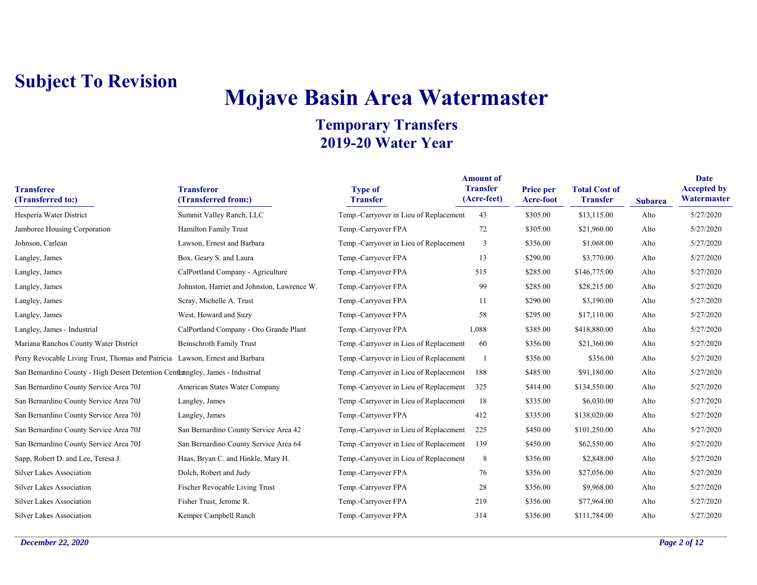**Subject To Revision**

# Mojave Basin Area Watermaster

## Temporary Transfers
## 2019-20 Water Year

| Transferee (Transferred to:) | Transferor (Transferred from:) | Type of Transfer | Amount of Transfer (Acre-feet) | Price per Acre-foot | Total Cost of Transfer | Subarea | Date Accepted by Watermaster |
|---|---|---|---|---|---|---|---|
| Hesperia Water District | Summit Valley Ranch, LLC | Temp.-Carryover in Lieu of Replacement | 43 | $305.00 | $13,115.00 | Alto | 5/27/2020 |
| Jamboree Housing Corporation | Hamilton Family Trust | Temp.-Carryover FPA | 72 | $305.00 | $21,960.00 | Alto | 5/27/2020 |
| Johnson, Carlean | Lawson, Ernest and Barbara | Temp.-Carryover in Lieu of Replacement | 3 | $356.00 | $1,068.00 | Alto | 5/27/2020 |
| Langley, James | Box, Geary S. and Laura | Temp.-Carryover FPA | 13 | $290.00 | $3,770.00 | Alto | 5/27/2020 |
| Langley, James | CalPortland Company - Agriculture | Temp.-Carryover FPA | 515 | $285.00 | $146,775.00 | Alto | 5/27/2020 |
| Langley, James | Johnston, Harriet and Johnston, Lawrence W. | Temp.-Carryover FPA | 99 | $285.00 | $28,215.00 | Alto | 5/27/2020 |
| Langley, James | Scray, Michelle A. Trust | Temp.-Carryover FPA | 11 | $290.00 | $3,190.00 | Alto | 5/27/2020 |
| Langley, James | West, Howard and Suzy | Temp.-Carryover FPA | 58 | $295.00 | $17,110.00 | Alto | 5/27/2020 |
| Langley, James - Industrial | CalPortland Company - Oro Grande Plant | Temp.-Carryover FPA | 1,088 | $385.00 | $418,880.00 | Alto | 5/27/2020 |
| Mariana Ranchos County Water District | Beinschroth Family Trust | Temp.-Carryover in Lieu of Replacement | 60 | $356.00 | $21,360.00 | Alto | 5/27/2020 |
| Perry Revocable Living Trust, Thomas and Patricia | Lawson, Ernest and Barbara | Temp.-Carryover in Lieu of Replacement | 1 | $356.00 | $356.00 | Alto | 5/27/2020 |
| San Bernardino County - High Desert Detention Center | Langley, James - Industrial | Temp.-Carryover in Lieu of Replacement | 188 | $485.00 | $91,180.00 | Alto | 5/27/2020 |
| San Bernardino County Service Area 70J | American States Water Company | Temp.-Carryover in Lieu of Replacement | 325 | $414.00 | $134,550.00 | Alto | 5/27/2020 |
| San Bernardino County Service Area 70J | Langley, James | Temp.-Carryover in Lieu of Replacement | 18 | $335.00 | $6,030.00 | Alto | 5/27/2020 |
| San Bernardino County Service Area 70J | Langley, James | Temp.-Carryover FPA | 412 | $335.00 | $138,020.00 | Alto | 5/27/2020 |
| San Bernardino County Service Area 70J | San Bernardino County Service Area 42 | Temp.-Carryover in Lieu of Replacement | 225 | $450.00 | $101,250.00 | Alto | 5/27/2020 |
| San Bernardino County Service Area 70J | San Bernardino County Service Area 64 | Temp.-Carryover in Lieu of Replacement | 139 | $450.00 | $62,550.00 | Alto | 5/27/2020 |
| Sapp, Robert D. and Lee, Teresa J. | Haas, Bryan C. and Hinkle, Mary H. | Temp.-Carryover in Lieu of Replacement | 8 | $356.00 | $2,848.00 | Alto | 5/27/2020 |
| Silver Lakes Association | Dolch, Robert and Judy | Temp.-Carryover FPA | 76 | $356.00 | $27,056.00 | Alto | 5/27/2020 |
| Silver Lakes Association | Fischer Revocable Living Trust | Temp.-Carryover FPA | 28 | $356.00 | $9,968.00 | Alto | 5/27/2020 |
| Silver Lakes Association | Fisher Trust, Jerome R. | Temp.-Carryover FPA | 219 | $356.00 | $77,964.00 | Alto | 5/27/2020 |
| Silver Lakes Association | Kemper Campbell Ranch | Temp.-Carryover FPA | 314 | $356.00 | $111,784.00 | Alto | 5/27/2020 |

*December 22, 2020*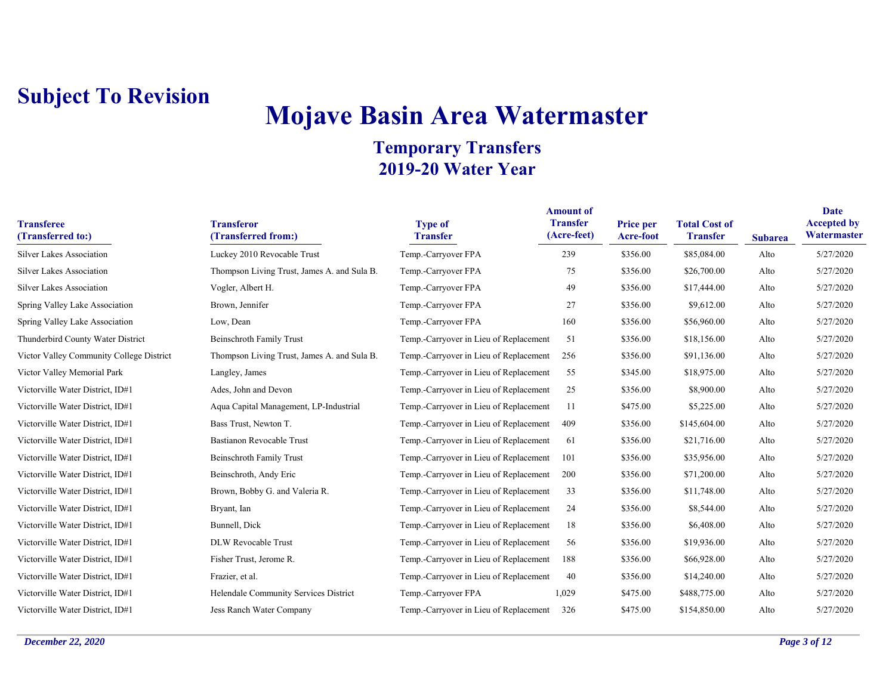**Subject To Revision**

# Mojave Basin Area Watermaster

## Temporary Transfers
## 2019-20 Water Year

| Transferee (Transferred to:) | Transferor (Transferred from:) | Type of Transfer | Amount of Transfer (Acre-feet) | Price per Acre-foot | Total Cost of Transfer | Subarea | Date Accepted by Watermaster |
|---|---|---|---|---|---|---|---|
| Silver Lakes Association | Luckey 2010 Revocable Trust | Temp.-Carryover FPA | 239 | $356.00 | $85,084.00 | Alto | 5/27/2020 |
| Silver Lakes Association | Thompson Living Trust, James A. and Sula B. | Temp.-Carryover FPA | 75 | $356.00 | $26,700.00 | Alto | 5/27/2020 |
| Silver Lakes Association | Vogler, Albert H. | Temp.-Carryover FPA | 49 | $356.00 | $17,444.00 | Alto | 5/27/2020 |
| Spring Valley Lake Association | Brown, Jennifer | Temp.-Carryover FPA | 27 | $356.00 | $9,612.00 | Alto | 5/27/2020 |
| Spring Valley Lake Association | Low, Dean | Temp.-Carryover FPA | 160 | $356.00 | $56,960.00 | Alto | 5/27/2020 |
| Thunderbird County Water District | Beinschroth Family Trust | Temp.-Carryover in Lieu of Replacement | 51 | $356.00 | $18,156.00 | Alto | 5/27/2020 |
| Victor Valley Community College District | Thompson Living Trust, James A. and Sula B. | Temp.-Carryover in Lieu of Replacement | 256 | $356.00 | $91,136.00 | Alto | 5/27/2020 |
| Victor Valley Memorial Park | Langley, James | Temp.-Carryover in Lieu of Replacement | 55 | $345.00 | $18,975.00 | Alto | 5/27/2020 |
| Victorville Water District, ID#1 | Ades, John and Devon | Temp.-Carryover in Lieu of Replacement | 25 | $356.00 | $8,900.00 | Alto | 5/27/2020 |
| Victorville Water District, ID#1 | Aqua Capital Management, LP-Industrial | Temp.-Carryover in Lieu of Replacement | 11 | $475.00 | $5,225.00 | Alto | 5/27/2020 |
| Victorville Water District, ID#1 | Bass Trust, Newton T. | Temp.-Carryover in Lieu of Replacement | 409 | $356.00 | $145,604.00 | Alto | 5/27/2020 |
| Victorville Water District, ID#1 | Bastianon Revocable Trust | Temp.-Carryover in Lieu of Replacement | 61 | $356.00 | $21,716.00 | Alto | 5/27/2020 |
| Victorville Water District, ID#1 | Beinschroth Family Trust | Temp.-Carryover in Lieu of Replacement | 101 | $356.00 | $35,956.00 | Alto | 5/27/2020 |
| Victorville Water District, ID#1 | Beinschroth, Andy Eric | Temp.-Carryover in Lieu of Replacement | 200 | $356.00 | $71,200.00 | Alto | 5/27/2020 |
| Victorville Water District, ID#1 | Brown, Bobby G. and Valeria R. | Temp.-Carryover in Lieu of Replacement | 33 | $356.00 | $11,748.00 | Alto | 5/27/2020 |
| Victorville Water District, ID#1 | Bryant, Ian | Temp.-Carryover in Lieu of Replacement | 24 | $356.00 | $8,544.00 | Alto | 5/27/2020 |
| Victorville Water District, ID#1 | Bunnell, Dick | Temp.-Carryover in Lieu of Replacement | 18 | $356.00 | $6,408.00 | Alto | 5/27/2020 |
| Victorville Water District, ID#1 | DLW Revocable Trust | Temp.-Carryover in Lieu of Replacement | 56 | $356.00 | $19,936.00 | Alto | 5/27/2020 |
| Victorville Water District, ID#1 | Fisher Trust, Jerome R. | Temp.-Carryover in Lieu of Replacement | 188 | $356.00 | $66,928.00 | Alto | 5/27/2020 |
| Victorville Water District, ID#1 | Frazier, et al. | Temp.-Carryover in Lieu of Replacement | 40 | $356.00 | $14,240.00 | Alto | 5/27/2020 |
| Victorville Water District, ID#1 | Helendale Community Services District | Temp.-Carryover FPA | 1,029 | $475.00 | $488,775.00 | Alto | 5/27/2020 |
| Victorville Water District, ID#1 | Jess Ranch Water Company | Temp.-Carryover in Lieu of Replacement | 326 | $475.00 | $154,850.00 | Alto | 5/27/2020 |

*December 22, 2020*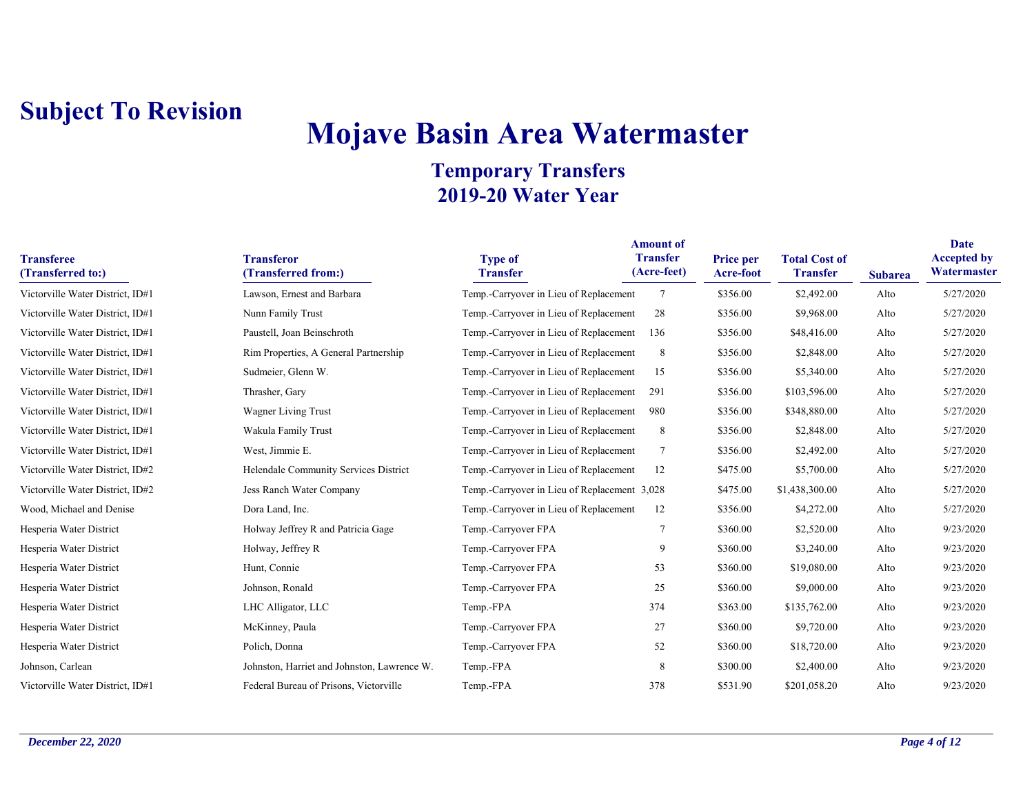**Subject To Revision**

# Mojave Basin Area Watermaster

## Temporary Transfers
## 2019-20 Water Year

| Transferee (Transferred to:) | Transferor (Transferred from:) | Type of Transfer | Amount of Transfer (Acre-feet) | Price per Acre-foot | Total Cost of Transfer | Subarea | Date Accepted by Watermaster |
|---|---|---|---|---|---|---|---|
| Victorville Water District, ID#1 | Lawson, Ernest and Barbara | Temp.-Carryover in Lieu of Replacement | 7 | $356.00 | $2,492.00 | Alto | 5/27/2020 |
| Victorville Water District, ID#1 | Nunn Family Trust | Temp.-Carryover in Lieu of Replacement | 28 | $356.00 | $9,968.00 | Alto | 5/27/2020 |
| Victorville Water District, ID#1 | Paustell, Joan Beinschroth | Temp.-Carryover in Lieu of Replacement | 136 | $356.00 | $48,416.00 | Alto | 5/27/2020 |
| Victorville Water District, ID#1 | Rim Properties, A General Partnership | Temp.-Carryover in Lieu of Replacement | 8 | $356.00 | $2,848.00 | Alto | 5/27/2020 |
| Victorville Water District, ID#1 | Sudmeier, Glenn W. | Temp.-Carryover in Lieu of Replacement | 15 | $356.00 | $5,340.00 | Alto | 5/27/2020 |
| Victorville Water District, ID#1 | Thrasher, Gary | Temp.-Carryover in Lieu of Replacement | 291 | $356.00 | $103,596.00 | Alto | 5/27/2020 |
| Victorville Water District, ID#1 | Wagner Living Trust | Temp.-Carryover in Lieu of Replacement | 980 | $356.00 | $348,880.00 | Alto | 5/27/2020 |
| Victorville Water District, ID#1 | Wakula Family Trust | Temp.-Carryover in Lieu of Replacement | 8 | $356.00 | $2,848.00 | Alto | 5/27/2020 |
| Victorville Water District, ID#1 | West, Jimmie E. | Temp.-Carryover in Lieu of Replacement | 7 | $356.00 | $2,492.00 | Alto | 5/27/2020 |
| Victorville Water District, ID#2 | Helendale Community Services District | Temp.-Carryover in Lieu of Replacement | 12 | $475.00 | $5,700.00 | Alto | 5/27/2020 |
| Victorville Water District, ID#2 | Jess Ranch Water Company | Temp.-Carryover in Lieu of Replacement | 3,028 | $475.00 | $1,438,300.00 | Alto | 5/27/2020 |
| Wood, Michael and Denise | Dora Land, Inc. | Temp.-Carryover in Lieu of Replacement | 12 | $356.00 | $4,272.00 | Alto | 5/27/2020 |
| Hesperia Water District | Holway Jeffrey R and Patricia Gage | Temp.-Carryover FPA | 7 | $360.00 | $2,520.00 | Alto | 9/23/2020 |
| Hesperia Water District | Holway, Jeffrey R | Temp.-Carryover FPA | 9 | $360.00 | $3,240.00 | Alto | 9/23/2020 |
| Hesperia Water District | Hunt, Connie | Temp.-Carryover FPA | 53 | $360.00 | $19,080.00 | Alto | 9/23/2020 |
| Hesperia Water District | Johnson, Ronald | Temp.-Carryover FPA | 25 | $360.00 | $9,000.00 | Alto | 9/23/2020 |
| Hesperia Water District | LHC Alligator, LLC | Temp.-FPA | 374 | $363.00 | $135,762.00 | Alto | 9/23/2020 |
| Hesperia Water District | McKinney, Paula | Temp.-Carryover FPA | 27 | $360.00 | $9,720.00 | Alto | 9/23/2020 |
| Hesperia Water District | Polich, Donna | Temp.-Carryover FPA | 52 | $360.00 | $18,720.00 | Alto | 9/23/2020 |
| Johnson, Carlean | Johnston, Harriet and Johnston, Lawrence W. | Temp.-FPA | 8 | $300.00 | $2,400.00 | Alto | 9/23/2020 |
| Victorville Water District, ID#1 | Federal Bureau of Prisons, Victorville | Temp.-FPA | 378 | $531.90 | $201,058.20 | Alto | 9/23/2020 |

*December 22, 2020*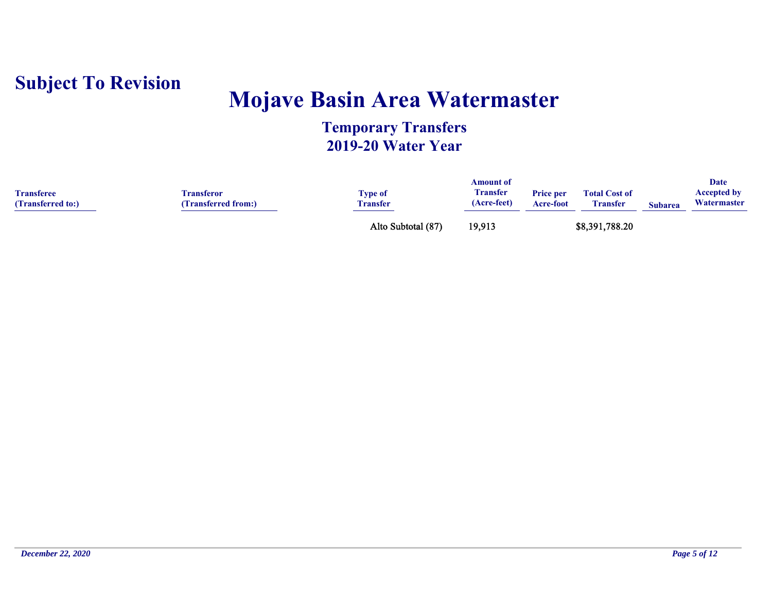Subject To Revision

# Mojave Basin Area Watermaster

## Temporary Transfers
## 2019-20 Water Year

| Transferee (Transferred to:) | Transferor (Transferred from:) | Type of Transfer | Amount of Transfer (Acre-feet) | Price per Acre-foot | Total Cost of Transfer | Subarea | Date Accepted by Watermaster |
|---|---|---|---|---|---|---|---|
| | | Alto Subtotal (87) | 19,913 | | $8,391,788.20 | | |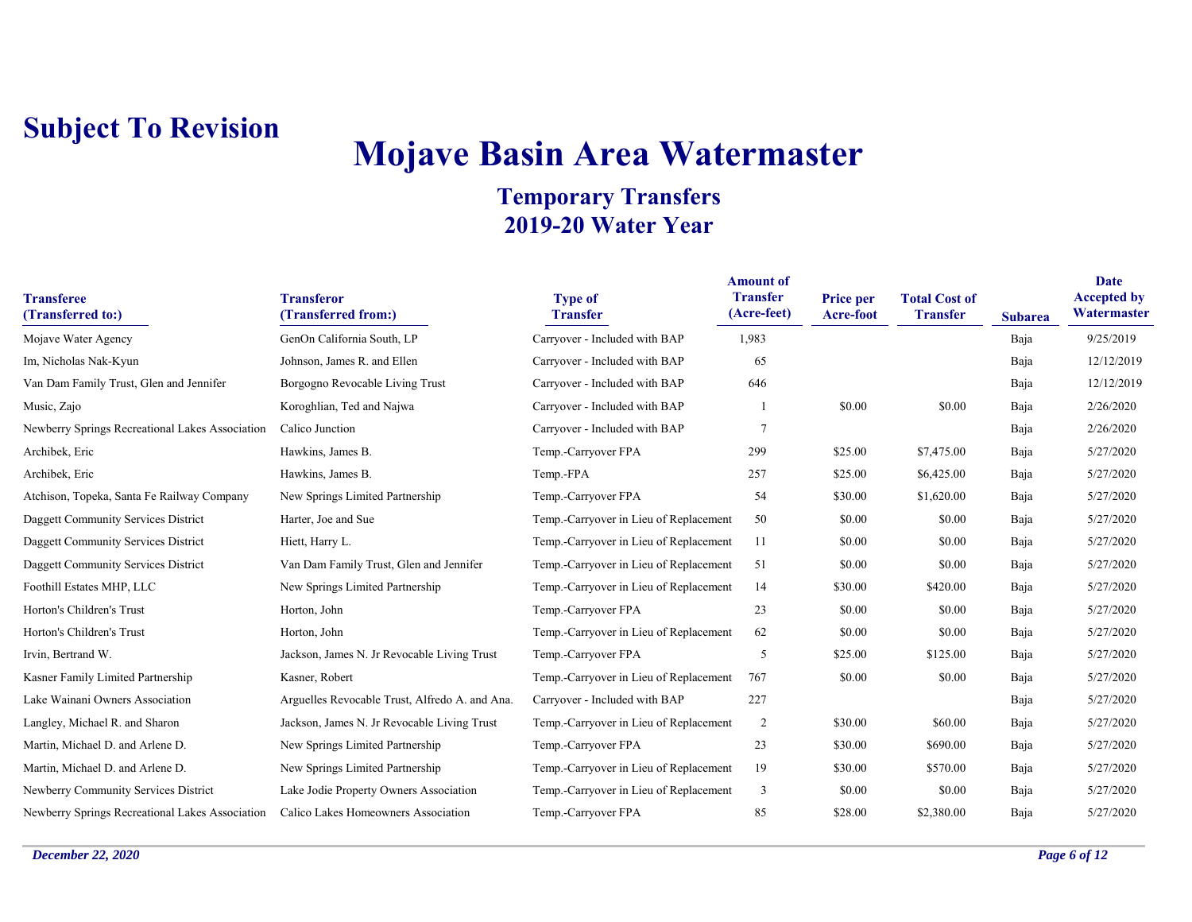**Subject To Revision**

# Mojave Basin Area Watermaster

## Temporary Transfers
## 2019-20 Water Year

| Transferee (Transferred to:) | Transferor (Transferred from:) | Type of Transfer | Amount of Transfer (Acre-feet) | Price per Acre-foot | Total Cost of Transfer | Subarea | Date Accepted by Watermaster |
|---|---|---|---|---|---|---|---|
| Mojave Water Agency | GenOn California South, LP | Carryover - Included with BAP | 1,983 | | | Baja | 9/25/2019 |
| Im, Nicholas Nak-Kyun | Johnson, James R. and Ellen | Carryover - Included with BAP | 65 | | | Baja | 12/12/2019 |
| Van Dam Family Trust, Glen and Jennifer | Borgogno Revocable Living Trust | Carryover - Included with BAP | 646 | | | Baja | 12/12/2019 |
| Music, Zajo | Koroghlian, Ted and Najwa | Carryover - Included with BAP | 1 | $0.00 | $0.00 | Baja | 2/26/2020 |
| Newberry Springs Recreational Lakes Association | Calico Junction | Carryover - Included with BAP | 7 | | | Baja | 2/26/2020 |
| Archibek, Eric | Hawkins, James B. | Temp.-Carryover FPA | 299 | $25.00 | $7,475.00 | Baja | 5/27/2020 |
| Archibek, Eric | Hawkins, James B. | Temp.-FPA | 257 | $25.00 | $6,425.00 | Baja | 5/27/2020 |
| Atchison, Topeka, Santa Fe Railway Company | New Springs Limited Partnership | Temp.-Carryover FPA | 54 | $30.00 | $1,620.00 | Baja | 5/27/2020 |
| Daggett Community Services District | Harter, Joe and Sue | Temp.-Carryover in Lieu of Replacement | 50 | $0.00 | $0.00 | Baja | 5/27/2020 |
| Daggett Community Services District | Hiett, Harry L. | Temp.-Carryover in Lieu of Replacement | 11 | $0.00 | $0.00 | Baja | 5/27/2020 |
| Daggett Community Services District | Van Dam Family Trust, Glen and Jennifer | Temp.-Carryover in Lieu of Replacement | 51 | $0.00 | $0.00 | Baja | 5/27/2020 |
| Foothill Estates MHP, LLC | New Springs Limited Partnership | Temp.-Carryover in Lieu of Replacement | 14 | $30.00 | $420.00 | Baja | 5/27/2020 |
| Horton's Children's Trust | Horton, John | Temp.-Carryover FPA | 23 | $0.00 | $0.00 | Baja | 5/27/2020 |
| Horton's Children's Trust | Horton, John | Temp.-Carryover in Lieu of Replacement | 62 | $0.00 | $0.00 | Baja | 5/27/2020 |
| Irvin, Bertrand W. | Jackson, James N. Jr Revocable Living Trust | Temp.-Carryover FPA | 5 | $25.00 | $125.00 | Baja | 5/27/2020 |
| Kasner Family Limited Partnership | Kasner, Robert | Temp.-Carryover in Lieu of Replacement | 767 | $0.00 | $0.00 | Baja | 5/27/2020 |
| Lake Wainani Owners Association | Arguelles Revocable Trust, Alfredo A. and Ana. | Carryover - Included with BAP | 227 | | | Baja | 5/27/2020 |
| Langley, Michael R. and Sharon | Jackson, James N. Jr Revocable Living Trust | Temp.-Carryover in Lieu of Replacement | 2 | $30.00 | $60.00 | Baja | 5/27/2020 |
| Martin, Michael D. and Arlene D. | New Springs Limited Partnership | Temp.-Carryover FPA | 23 | $30.00 | $690.00 | Baja | 5/27/2020 |
| Martin, Michael D. and Arlene D. | New Springs Limited Partnership | Temp.-Carryover in Lieu of Replacement | 19 | $30.00 | $570.00 | Baja | 5/27/2020 |
| Newberry Community Services District | Lake Jodie Property Owners Association | Temp.-Carryover in Lieu of Replacement | 3 | $0.00 | $0.00 | Baja | 5/27/2020 |
| Newberry Springs Recreational Lakes Association | Calico Lakes Homeowners Association | Temp.-Carryover FPA | 85 | $28.00 | $2,380.00 | Baja | 5/27/2020 |

*December 22, 2020*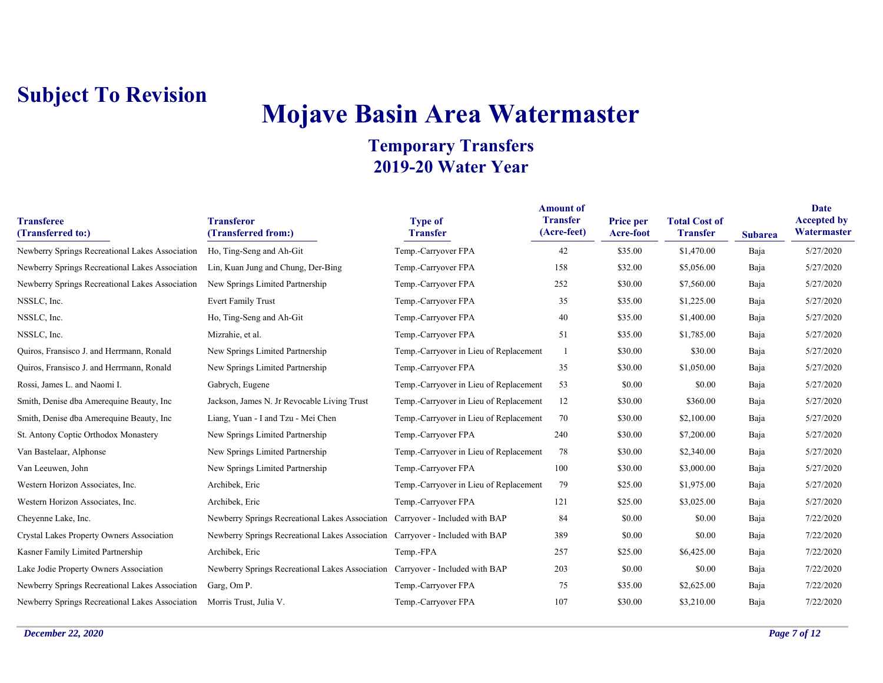**Subject To Revision**

# Mojave Basin Area Watermaster

## Temporary Transfers
## 2019-20 Water Year

| Transferee (Transferred to:) | Transferor (Transferred from:) | Type of Transfer | Amount of Transfer (Acre-feet) | Price per Acre-foot | Total Cost of Transfer | Subarea | Date Accepted by Watermaster |
|---|---|---|---|---|---|---|---|
| Newberry Springs Recreational Lakes Association | Ho, Ting-Seng and Ah-Git | Temp.-Carryover FPA | 42 | $35.00 | $1,470.00 | Baja | 5/27/2020 |
| Newberry Springs Recreational Lakes Association | Lin, Kuan Jung and Chung, Der-Bing | Temp.-Carryover FPA | 158 | $32.00 | $5,056.00 | Baja | 5/27/2020 |
| Newberry Springs Recreational Lakes Association | New Springs Limited Partnership | Temp.-Carryover FPA | 252 | $30.00 | $7,560.00 | Baja | 5/27/2020 |
| NSSLC, Inc. | Evert Family Trust | Temp.-Carryover FPA | 35 | $35.00 | $1,225.00 | Baja | 5/27/2020 |
| NSSLC, Inc. | Ho, Ting-Seng and Ah-Git | Temp.-Carryover FPA | 40 | $35.00 | $1,400.00 | Baja | 5/27/2020 |
| NSSLC, Inc. | Mizrahie, et al. | Temp.-Carryover FPA | 51 | $35.00 | $1,785.00 | Baja | 5/27/2020 |
| Quiros, Fransisco J. and Herrmann, Ronald | New Springs Limited Partnership | Temp.-Carryover in Lieu of Replacement | 1 | $30.00 | $30.00 | Baja | 5/27/2020 |
| Quiros, Fransisco J. and Herrmann, Ronald | New Springs Limited Partnership | Temp.-Carryover FPA | 35 | $30.00 | $1,050.00 | Baja | 5/27/2020 |
| Rossi, James L. and Naomi I. | Gabrych, Eugene | Temp.-Carryover in Lieu of Replacement | 53 | $0.00 | $0.00 | Baja | 5/27/2020 |
| Smith, Denise dba Amerequine Beauty, Inc | Jackson, James N. Jr Revocable Living Trust | Temp.-Carryover in Lieu of Replacement | 12 | $30.00 | $360.00 | Baja | 5/27/2020 |
| Smith, Denise dba Amerequine Beauty, Inc | Liang, Yuan - I and Tzu - Mei Chen | Temp.-Carryover in Lieu of Replacement | 70 | $30.00 | $2,100.00 | Baja | 5/27/2020 |
| St. Antony Coptic Orthodox Monastery | New Springs Limited Partnership | Temp.-Carryover FPA | 240 | $30.00 | $7,200.00 | Baja | 5/27/2020 |
| Van Bastelaar, Alphonse | New Springs Limited Partnership | Temp.-Carryover in Lieu of Replacement | 78 | $30.00 | $2,340.00 | Baja | 5/27/2020 |
| Van Leeuwen, John | New Springs Limited Partnership | Temp.-Carryover FPA | 100 | $30.00 | $3,000.00 | Baja | 5/27/2020 |
| Western Horizon Associates, Inc. | Archibek, Eric | Temp.-Carryover in Lieu of Replacement | 79 | $25.00 | $1,975.00 | Baja | 5/27/2020 |
| Western Horizon Associates, Inc. | Archibek, Eric | Temp.-Carryover FPA | 121 | $25.00 | $3,025.00 | Baja | 5/27/2020 |
| Cheyenne Lake, Inc. | Newberry Springs Recreational Lakes Association | Carryover - Included with BAP | 84 | $0.00 | $0.00 | Baja | 7/22/2020 |
| Crystal Lakes Property Owners Association | Newberry Springs Recreational Lakes Association | Carryover - Included with BAP | 389 | $0.00 | $0.00 | Baja | 7/22/2020 |
| Kasner Family Limited Partnership | Archibek, Eric | Temp.-FPA | 257 | $25.00 | $6,425.00 | Baja | 7/22/2020 |
| Lake Jodie Property Owners Association | Newberry Springs Recreational Lakes Association | Carryover - Included with BAP | 203 | $0.00 | $0.00 | Baja | 7/22/2020 |
| Newberry Springs Recreational Lakes Association | Garg, Om P. | Temp.-Carryover FPA | 75 | $35.00 | $2,625.00 | Baja | 7/22/2020 |
| Newberry Springs Recreational Lakes Association | Morris Trust, Julia V. | Temp.-Carryover FPA | 107 | $30.00 | $3,210.00 | Baja | 7/22/2020 |

*December 22, 2020*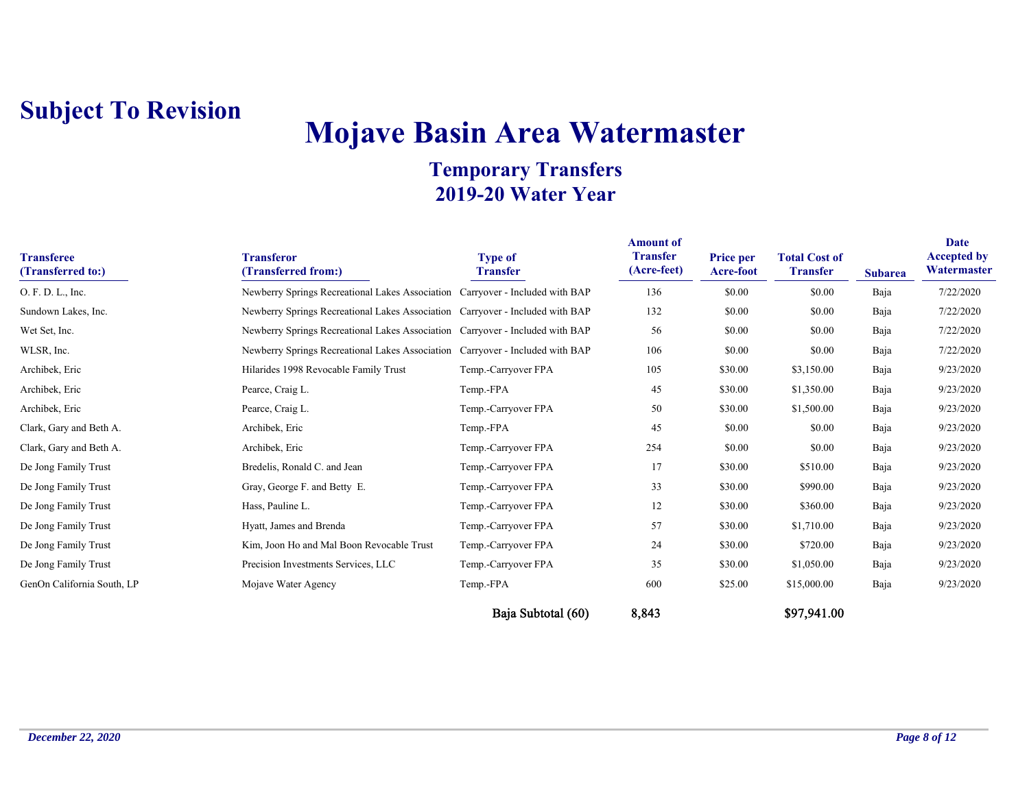**Subject To Revision**

# Mojave Basin Area Watermaster

## Temporary Transfers
## 2019-20 Water Year

| Transferee (Transferred to:) | Transferor (Transferred from:) | Type of Transfer | Amount of Transfer (Acre-feet) | Price per Acre-foot | Total Cost of Transfer | Subarea | Date Accepted by Watermaster |
|---|---|---|---|---|---|---|---|
| O. F. D. L., Inc. | Newberry Springs Recreational Lakes Association | Carryover - Included with BAP | 136 | $0.00 | $0.00 | Baja | 7/22/2020 |
| Sundown Lakes, Inc. | Newberry Springs Recreational Lakes Association | Carryover - Included with BAP | 132 | $0.00 | $0.00 | Baja | 7/22/2020 |
| Wet Set, Inc. | Newberry Springs Recreational Lakes Association | Carryover - Included with BAP | 56 | $0.00 | $0.00 | Baja | 7/22/2020 |
| WLSR, Inc. | Newberry Springs Recreational Lakes Association | Carryover - Included with BAP | 106 | $0.00 | $0.00 | Baja | 7/22/2020 |
| Archibek, Eric | Hilarides 1998 Revocable Family Trust | Temp.-Carryover FPA | 105 | $30.00 | $3,150.00 | Baja | 9/23/2020 |
| Archibek, Eric | Pearce, Craig L. | Temp.-FPA | 45 | $30.00 | $1,350.00 | Baja | 9/23/2020 |
| Archibek, Eric | Pearce, Craig L. | Temp.-Carryover FPA | 50 | $30.00 | $1,500.00 | Baja | 9/23/2020 |
| Clark, Gary and Beth A. | Archibek, Eric | Temp.-FPA | 45 | $0.00 | $0.00 | Baja | 9/23/2020 |
| Clark, Gary and Beth A. | Archibek, Eric | Temp.-Carryover FPA | 254 | $0.00 | $0.00 | Baja | 9/23/2020 |
| De Jong Family Trust | Bredelis, Ronald C. and Jean | Temp.-Carryover FPA | 17 | $30.00 | $510.00 | Baja | 9/23/2020 |
| De Jong Family Trust | Gray, George F. and Betty E. | Temp.-Carryover FPA | 33 | $30.00 | $990.00 | Baja | 9/23/2020 |
| De Jong Family Trust | Hass, Pauline L. | Temp.-Carryover FPA | 12 | $30.00 | $360.00 | Baja | 9/23/2020 |
| De Jong Family Trust | Hyatt, James and Brenda | Temp.-Carryover FPA | 57 | $30.00 | $1,710.00 | Baja | 9/23/2020 |
| De Jong Family Trust | Kim, Joon Ho and Mal Boon Revocable Trust | Temp.-Carryover FPA | 24 | $30.00 | $720.00 | Baja | 9/23/2020 |
| De Jong Family Trust | Precision Investments Services, LLC | Temp.-Carryover FPA | 35 | $30.00 | $1,050.00 | Baja | 9/23/2020 |
| GenOn California South, LP | Mojave Water Agency | Temp.-FPA | 600 | $25.00 | $15,000.00 | Baja | 9/23/2020 |
| | | **Baja Subtotal (60)** | **8,843** | | **$97,941.00** | | |

*December 22, 2020*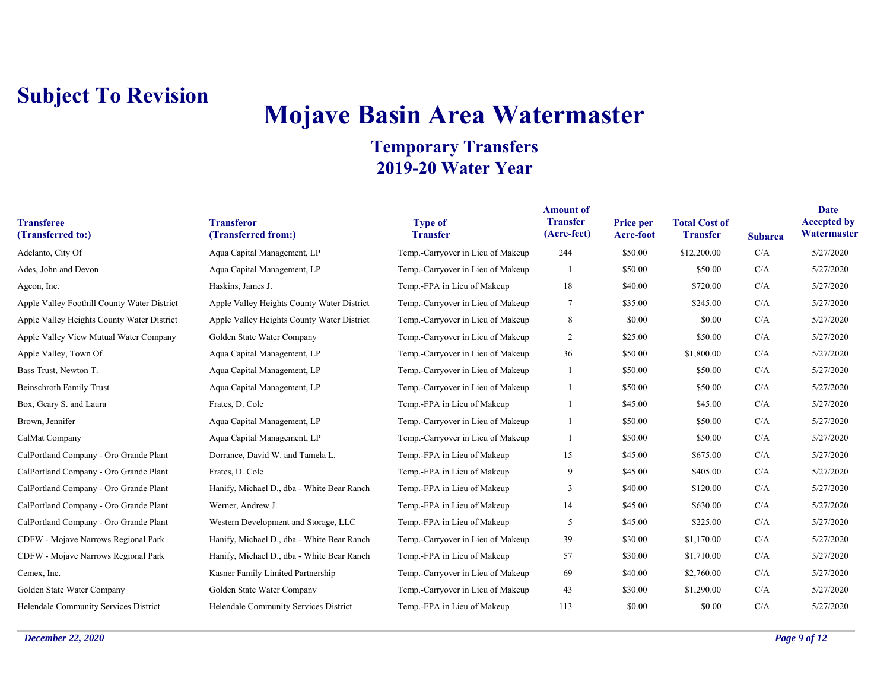**Subject To Revision**

# Mojave Basin Area Watermaster

## Temporary Transfers
## 2019-20 Water Year

| Transferee (Transferred to:) | Transferor (Transferred from:) | Type of Transfer | Amount of Transfer (Acre-feet) | Price per Acre-foot | Total Cost of Transfer | Subarea | Date Accepted by Watermaster |
|---|---|---|---|---|---|---|---|
| Adelanto, City Of | Aqua Capital Management, LP | Temp.-Carryover in Lieu of Makeup | 244 | $50.00 | $12,200.00 | C/A | 5/27/2020 |
| Ades, John and Devon | Aqua Capital Management, LP | Temp.-Carryover in Lieu of Makeup | 1 | $50.00 | $50.00 | C/A | 5/27/2020 |
| Agcon, Inc. | Haskins, James J. | Temp.-FPA in Lieu of Makeup | 18 | $40.00 | $720.00 | C/A | 5/27/2020 |
| Apple Valley Foothill County Water District | Apple Valley Heights County Water District | Temp.-Carryover in Lieu of Makeup | 7 | $35.00 | $245.00 | C/A | 5/27/2020 |
| Apple Valley Heights County Water District | Apple Valley Heights County Water District | Temp.-Carryover in Lieu of Makeup | 8 | $0.00 | $0.00 | C/A | 5/27/2020 |
| Apple Valley View Mutual Water Company | Golden State Water Company | Temp.-Carryover in Lieu of Makeup | 2 | $25.00 | $50.00 | C/A | 5/27/2020 |
| Apple Valley, Town Of | Aqua Capital Management, LP | Temp.-Carryover in Lieu of Makeup | 36 | $50.00 | $1,800.00 | C/A | 5/27/2020 |
| Bass Trust, Newton T. | Aqua Capital Management, LP | Temp.-Carryover in Lieu of Makeup | 1 | $50.00 | $50.00 | C/A | 5/27/2020 |
| Beinschroth Family Trust | Aqua Capital Management, LP | Temp.-Carryover in Lieu of Makeup | 1 | $50.00 | $50.00 | C/A | 5/27/2020 |
| Box, Geary S. and Laura | Frates, D. Cole | Temp.-FPA in Lieu of Makeup | 1 | $45.00 | $45.00 | C/A | 5/27/2020 |
| Brown, Jennifer | Aqua Capital Management, LP | Temp.-Carryover in Lieu of Makeup | 1 | $50.00 | $50.00 | C/A | 5/27/2020 |
| CalMat Company | Aqua Capital Management, LP | Temp.-Carryover in Lieu of Makeup | 1 | $50.00 | $50.00 | C/A | 5/27/2020 |
| CalPortland Company - Oro Grande Plant | Dorrance, David W. and Tamela L. | Temp.-FPA in Lieu of Makeup | 15 | $45.00 | $675.00 | C/A | 5/27/2020 |
| CalPortland Company - Oro Grande Plant | Frates, D. Cole | Temp.-FPA in Lieu of Makeup | 9 | $45.00 | $405.00 | C/A | 5/27/2020 |
| CalPortland Company - Oro Grande Plant | Hanify, Michael D., dba - White Bear Ranch | Temp.-FPA in Lieu of Makeup | 3 | $40.00 | $120.00 | C/A | 5/27/2020 |
| CalPortland Company - Oro Grande Plant | Werner, Andrew J. | Temp.-FPA in Lieu of Makeup | 14 | $45.00 | $630.00 | C/A | 5/27/2020 |
| CalPortland Company - Oro Grande Plant | Western Development and Storage, LLC | Temp.-FPA in Lieu of Makeup | 5 | $45.00 | $225.00 | C/A | 5/27/2020 |
| CDFW - Mojave Narrows Regional Park | Hanify, Michael D., dba - White Bear Ranch | Temp.-Carryover in Lieu of Makeup | 39 | $30.00 | $1,170.00 | C/A | 5/27/2020 |
| CDFW - Mojave Narrows Regional Park | Hanify, Michael D., dba - White Bear Ranch | Temp.-FPA in Lieu of Makeup | 57 | $30.00 | $1,710.00 | C/A | 5/27/2020 |
| Cemex, Inc. | Kasner Family Limited Partnership | Temp.-Carryover in Lieu of Makeup | 69 | $40.00 | $2,760.00 | C/A | 5/27/2020 |
| Golden State Water Company | Golden State Water Company | Temp.-Carryover in Lieu of Makeup | 43 | $30.00 | $1,290.00 | C/A | 5/27/2020 |
| Helendale Community Services District | Helendale Community Services District | Temp.-FPA in Lieu of Makeup | 113 | $0.00 | $0.00 | C/A | 5/27/2020 |

*December 22, 2020*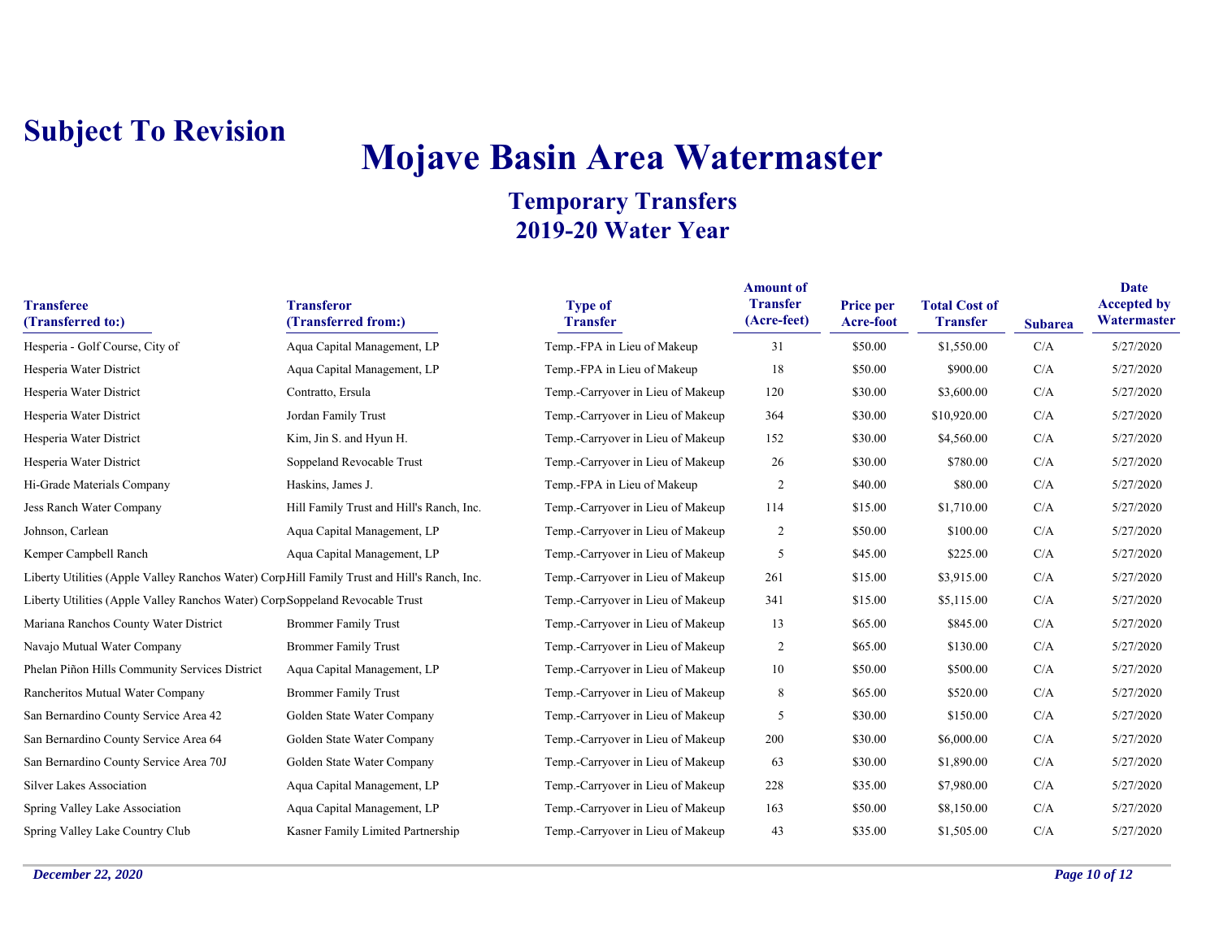**Subject To Revision**

# Mojave Basin Area Watermaster

## Temporary Transfers
## 2019-20 Water Year

| Transferee (Transferred to:) | Transferor (Transferred from:) | Type of Transfer | Amount of Transfer (Acre-feet) | Price per Acre-foot | Total Cost of Transfer | Subarea | Date Accepted by Watermaster |
|---|---|---|---|---|---|---|---|
| Hesperia - Golf Course, City of | Aqua Capital Management, LP | Temp.-FPA in Lieu of Makeup | 31 | $50.00 | $1,550.00 | C/A | 5/27/2020 |
| Hesperia Water District | Aqua Capital Management, LP | Temp.-FPA in Lieu of Makeup | 18 | $50.00 | $900.00 | C/A | 5/27/2020 |
| Hesperia Water District | Contratto, Ersula | Temp.-Carryover in Lieu of Makeup | 120 | $30.00 | $3,600.00 | C/A | 5/27/2020 |
| Hesperia Water District | Jordan Family Trust | Temp.-Carryover in Lieu of Makeup | 364 | $30.00 | $10,920.00 | C/A | 5/27/2020 |
| Hesperia Water District | Kim, Jin S. and Hyun H. | Temp.-Carryover in Lieu of Makeup | 152 | $30.00 | $4,560.00 | C/A | 5/27/2020 |
| Hesperia Water District | Soppeland Revocable Trust | Temp.-Carryover in Lieu of Makeup | 26 | $30.00 | $780.00 | C/A | 5/27/2020 |
| Hi-Grade Materials Company | Haskins, James J. | Temp.-FPA in Lieu of Makeup | 2 | $40.00 | $80.00 | C/A | 5/27/2020 |
| Jess Ranch Water Company | Hill Family Trust and Hill's Ranch, Inc. | Temp.-Carryover in Lieu of Makeup | 114 | $15.00 | $1,710.00 | C/A | 5/27/2020 |
| Johnson, Carlean | Aqua Capital Management, LP | Temp.-Carryover in Lieu of Makeup | 2 | $50.00 | $100.00 | C/A | 5/27/2020 |
| Kemper Campbell Ranch | Aqua Capital Management, LP | Temp.-Carryover in Lieu of Makeup | 5 | $45.00 | $225.00 | C/A | 5/27/2020 |
| Liberty Utilities (Apple Valley Ranchos Water) Corp. | Hill Family Trust and Hill's Ranch, Inc. | Temp.-Carryover in Lieu of Makeup | 261 | $15.00 | $3,915.00 | C/A | 5/27/2020 |
| Liberty Utilities (Apple Valley Ranchos Water) Corp. | Soppeland Revocable Trust | Temp.-Carryover in Lieu of Makeup | 341 | $15.00 | $5,115.00 | C/A | 5/27/2020 |
| Mariana Ranchos County Water District | Brommer Family Trust | Temp.-Carryover in Lieu of Makeup | 13 | $65.00 | $845.00 | C/A | 5/27/2020 |
| Navajo Mutual Water Company | Brommer Family Trust | Temp.-Carryover in Lieu of Makeup | 2 | $65.00 | $130.00 | C/A | 5/27/2020 |
| Phelan Piñon Hills Community Services District | Aqua Capital Management, LP | Temp.-Carryover in Lieu of Makeup | 10 | $50.00 | $500.00 | C/A | 5/27/2020 |
| Rancheritos Mutual Water Company | Brommer Family Trust | Temp.-Carryover in Lieu of Makeup | 8 | $65.00 | $520.00 | C/A | 5/27/2020 |
| San Bernardino County Service Area 42 | Golden State Water Company | Temp.-Carryover in Lieu of Makeup | 5 | $30.00 | $150.00 | C/A | 5/27/2020 |
| San Bernardino County Service Area 64 | Golden State Water Company | Temp.-Carryover in Lieu of Makeup | 200 | $30.00 | $6,000.00 | C/A | 5/27/2020 |
| San Bernardino County Service Area 70J | Golden State Water Company | Temp.-Carryover in Lieu of Makeup | 63 | $30.00 | $1,890.00 | C/A | 5/27/2020 |
| Silver Lakes Association | Aqua Capital Management, LP | Temp.-Carryover in Lieu of Makeup | 228 | $35.00 | $7,980.00 | C/A | 5/27/2020 |
| Spring Valley Lake Association | Aqua Capital Management, LP | Temp.-Carryover in Lieu of Makeup | 163 | $50.00 | $8,150.00 | C/A | 5/27/2020 |
| Spring Valley Lake Country Club | Kasner Family Limited Partnership | Temp.-Carryover in Lieu of Makeup | 43 | $35.00 | $1,505.00 | C/A | 5/27/2020 |

*December 22, 2020*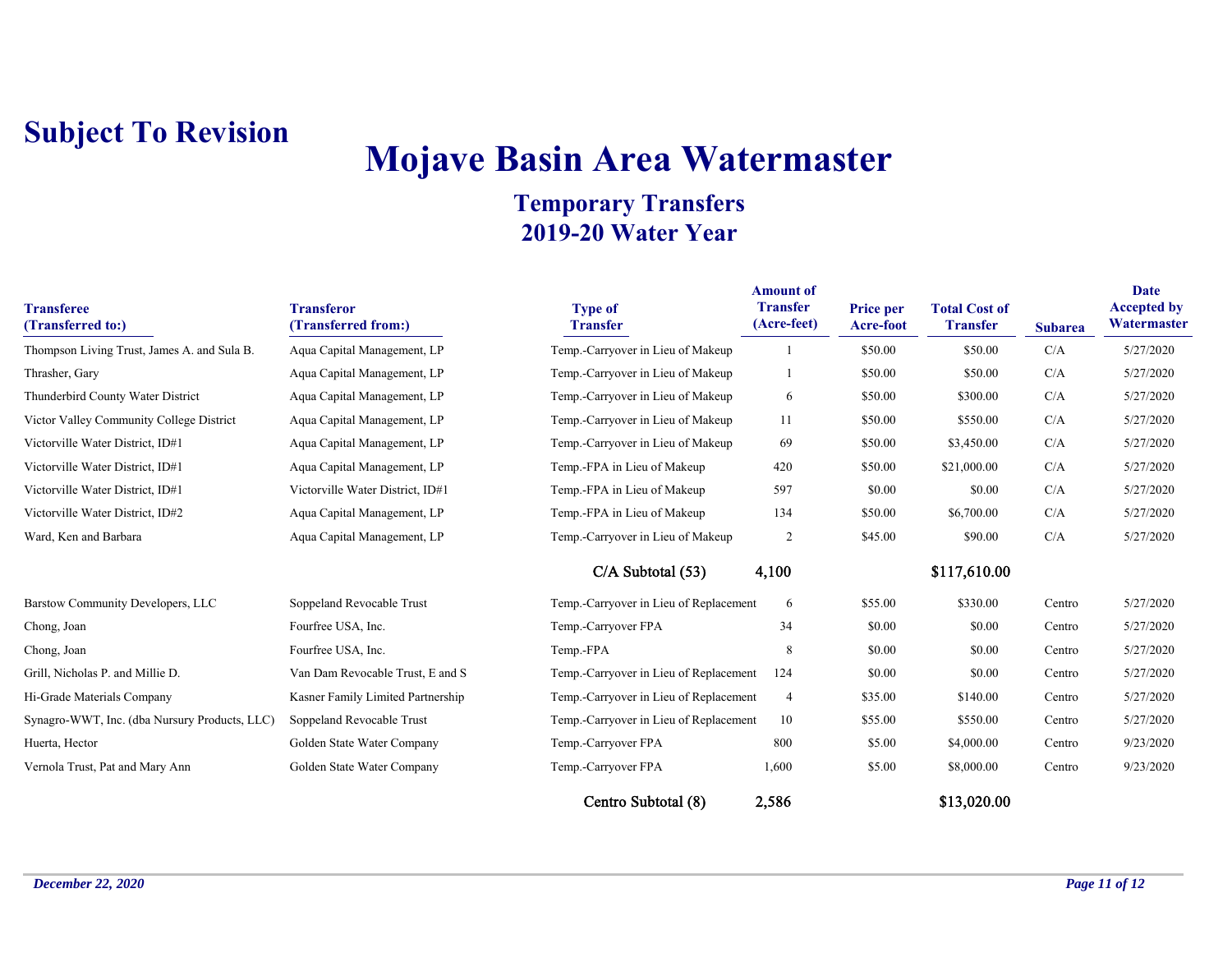**Subject To Revision**

# Mojave Basin Area Watermaster

## Temporary Transfers
## 2019-20 Water Year

| Transferee (Transferred to:) | Transferor (Transferred from:) | Type of Transfer | Amount of Transfer (Acre-feet) | Price per Acre-foot | Total Cost of Transfer | Subarea | Date Accepted by Watermaster |
|---|---|---|---|---|---|---|---|
| Thompson Living Trust, James A. and Sula B. | Aqua Capital Management, LP | Temp.-Carryover in Lieu of Makeup | 1 | $50.00 | $50.00 | C/A | 5/27/2020 |
| Thrasher, Gary | Aqua Capital Management, LP | Temp.-Carryover in Lieu of Makeup | 1 | $50.00 | $50.00 | C/A | 5/27/2020 |
| Thunderbird County Water District | Aqua Capital Management, LP | Temp.-Carryover in Lieu of Makeup | 6 | $50.00 | $300.00 | C/A | 5/27/2020 |
| Victor Valley Community College District | Aqua Capital Management, LP | Temp.-Carryover in Lieu of Makeup | 11 | $50.00 | $550.00 | C/A | 5/27/2020 |
| Victorville Water District, ID#1 | Aqua Capital Management, LP | Temp.-Carryover in Lieu of Makeup | 69 | $50.00 | $3,450.00 | C/A | 5/27/2020 |
| Victorville Water District, ID#1 | Aqua Capital Management, LP | Temp.-FPA in Lieu of Makeup | 420 | $50.00 | $21,000.00 | C/A | 5/27/2020 |
| Victorville Water District, ID#1 | Victorville Water District, ID#1 | Temp.-FPA in Lieu of Makeup | 597 | $0.00 | $0.00 | C/A | 5/27/2020 |
| Victorville Water District, ID#2 | Aqua Capital Management, LP | Temp.-FPA in Lieu of Makeup | 134 | $50.00 | $6,700.00 | C/A | 5/27/2020 |
| Ward, Ken and Barbara | Aqua Capital Management, LP | Temp.-Carryover in Lieu of Makeup | 2 | $45.00 | $90.00 | C/A | 5/27/2020 |
| | | **C/A Subtotal (53)** | **4,100** | | **$117,610.00** | | |
| Barstow Community Developers, LLC | Soppeland Revocable Trust | Temp.-Carryover in Lieu of Replacement | 6 | $55.00 | $330.00 | Centro | 5/27/2020 |
| Chong, Joan | Fourfree USA, Inc. | Temp.-Carryover FPA | 34 | $0.00 | $0.00 | Centro | 5/27/2020 |
| Chong, Joan | Fourfree USA, Inc. | Temp.-FPA | 8 | $0.00 | $0.00 | Centro | 5/27/2020 |
| Grill, Nicholas P. and Millie D. | Van Dam Revocable Trust, E and S | Temp.-Carryover in Lieu of Replacement | 124 | $0.00 | $0.00 | Centro | 5/27/2020 |
| Hi-Grade Materials Company | Kasner Family Limited Partnership | Temp.-Carryover in Lieu of Replacement | 4 | $35.00 | $140.00 | Centro | 5/27/2020 |
| Synagro-WWT, Inc. (dba Nursury Products, LLC) | Soppeland Revocable Trust | Temp.-Carryover in Lieu of Replacement | 10 | $55.00 | $550.00 | Centro | 5/27/2020 |
| Huerta, Hector | Golden State Water Company | Temp.-Carryover FPA | 800 | $5.00 | $4,000.00 | Centro | 9/23/2020 |
| Vernola Trust, Pat and Mary Ann | Golden State Water Company | Temp.-Carryover FPA | 1,600 | $5.00 | $8,000.00 | Centro | 9/23/2020 |
| | | **Centro Subtotal (8)** | **2,586** | | **$13,020.00** | | |

*December 22, 2020*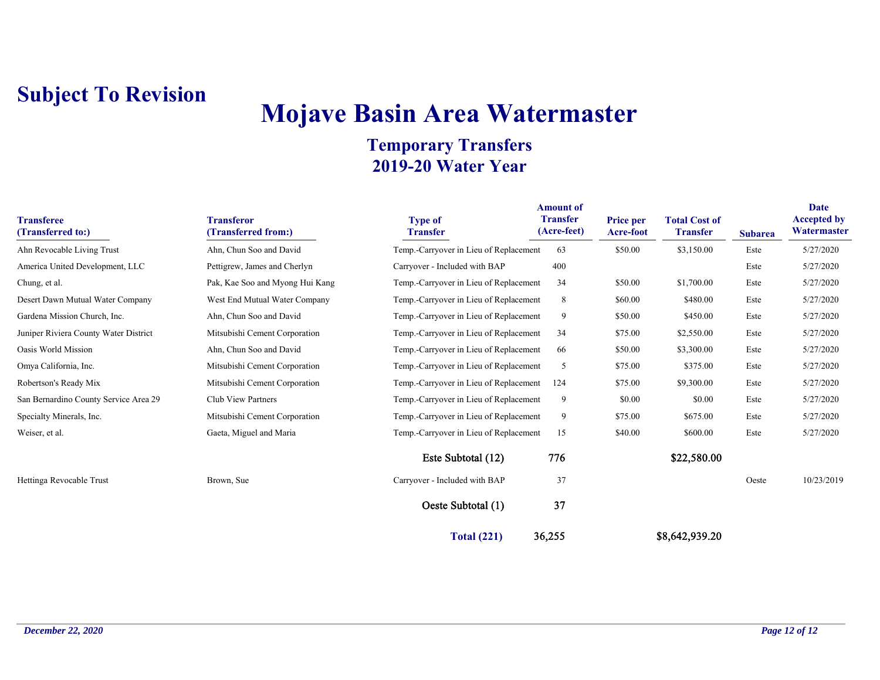**Subject To Revision**

# Mojave Basin Area Watermaster

## Temporary Transfers
## 2019-20 Water Year

| Transferee (Transferred to:) | Transferor (Transferred from:) | Type of Transfer | Amount of Transfer (Acre-feet) | Price per Acre-foot | Total Cost of Transfer | Subarea | Date Accepted by Watermaster |
|---|---|---|---|---|---|---|---|
| Ahn Revocable Living Trust | Ahn, Chun Soo and David | Temp.-Carryover in Lieu of Replacement | 63 | $50.00 | $3,150.00 | Este | 5/27/2020 |
| America United Development, LLC | Pettigrew, James and Cherlyn | Carryover - Included with BAP | 400 | | | Este | 5/27/2020 |
| Chung, et al. | Pak, Kae Soo and Myong Hui Kang | Temp.-Carryover in Lieu of Replacement | 34 | $50.00 | $1,700.00 | Este | 5/27/2020 |
| Desert Dawn Mutual Water Company | West End Mutual Water Company | Temp.-Carryover in Lieu of Replacement | 8 | $60.00 | $480.00 | Este | 5/27/2020 |
| Gardena Mission Church, Inc. | Ahn, Chun Soo and David | Temp.-Carryover in Lieu of Replacement | 9 | $50.00 | $450.00 | Este | 5/27/2020 |
| Juniper Riviera County Water District | Mitsubishi Cement Corporation | Temp.-Carryover in Lieu of Replacement | 34 | $75.00 | $2,550.00 | Este | 5/27/2020 |
| Oasis World Mission | Ahn, Chun Soo and David | Temp.-Carryover in Lieu of Replacement | 66 | $50.00 | $3,300.00 | Este | 5/27/2020 |
| Omya California, Inc. | Mitsubishi Cement Corporation | Temp.-Carryover in Lieu of Replacement | 5 | $75.00 | $375.00 | Este | 5/27/2020 |
| Robertson's Ready Mix | Mitsubishi Cement Corporation | Temp.-Carryover in Lieu of Replacement | 124 | $75.00 | $9,300.00 | Este | 5/27/2020 |
| San Bernardino County Service Area 29 | Club View Partners | Temp.-Carryover in Lieu of Replacement | 9 | $0.00 | $0.00 | Este | 5/27/2020 |
| Specialty Minerals, Inc. | Mitsubishi Cement Corporation | Temp.-Carryover in Lieu of Replacement | 9 | $75.00 | $675.00 | Este | 5/27/2020 |
| Weiser, et al. | Gaeta, Miguel and Maria | Temp.-Carryover in Lieu of Replacement | 15 | $40.00 | $600.00 | Este | 5/27/2020 |
| | | **Este Subtotal (12)** | **776** | | **$22,580.00** | | |
| Hettinga Revocable Trust | Brown, Sue | Carryover - Included with BAP | 37 | | | Oeste | 10/23/2019 |
| | | **Oeste Subtotal (1)** | **37** | | | | |
| | | **Total (221)** | **36,255** | | **$8,642,939.20** | | |

*December 22, 2020*